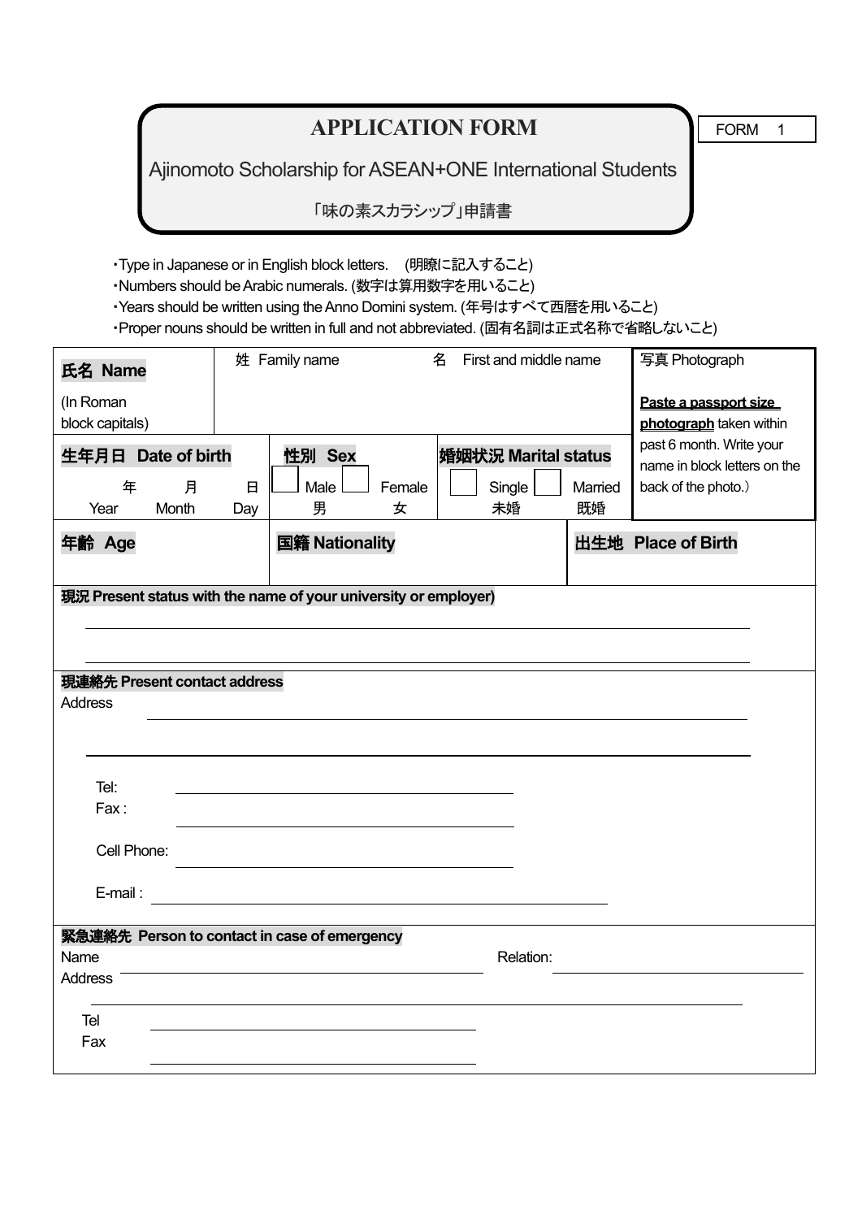# APPLICATION FORM

## Ajinomoto Scholarship for ASEAN+ONE International Students

「味の素スカラシップ」申請書

FORM 1

- ･Type in Japanese or in English block letters. (明瞭に記入すること)
- ･Numbers should be Arabic numerals. (数字は算用数字を用いること)
- ･Years should be written using the Anno Domini system. (年号はすべて西暦を用いること)
- ･Proper nouns should be written in full and not abbreviated. (固有名詞は正式名称で省略しないこと)

| **氏名 Name** (In Roman block capitals) | 姓 Family name | 名 First and middle name | 写真 Photograph **Paste a passport size photograph** taken within past 6 month. Write your name in block letters on the back of the photo.） |
|---|---|---|---|
| **生年月日 Date of birth** 年 Year 月 Month 日 Day | **性別 Sex** ☐ Male 男 ☐ Female 女 | **婚姻状況 Marital status** ☐ Single 未婚 ☐ Married 既婚 | |
| **年齢 Age** | **国籍 Nationality** | **出生地 Place of Birth** | |

**現況 Present status with the name of your university or employer)**

______________________________

______________________________

**現連絡先 Present contact address**

Address ______________________________

______________________________

Tel: ______________________________

Fax : ______________________________

Cell Phone: ______________________________

E-mail : ______________________________

**緊急連絡先 Person to contact in case of emergency**

Name ______________________________ Relation: ______________________________

Address ______________________________

______________________________

Tel ______________________________

Fax ______________________________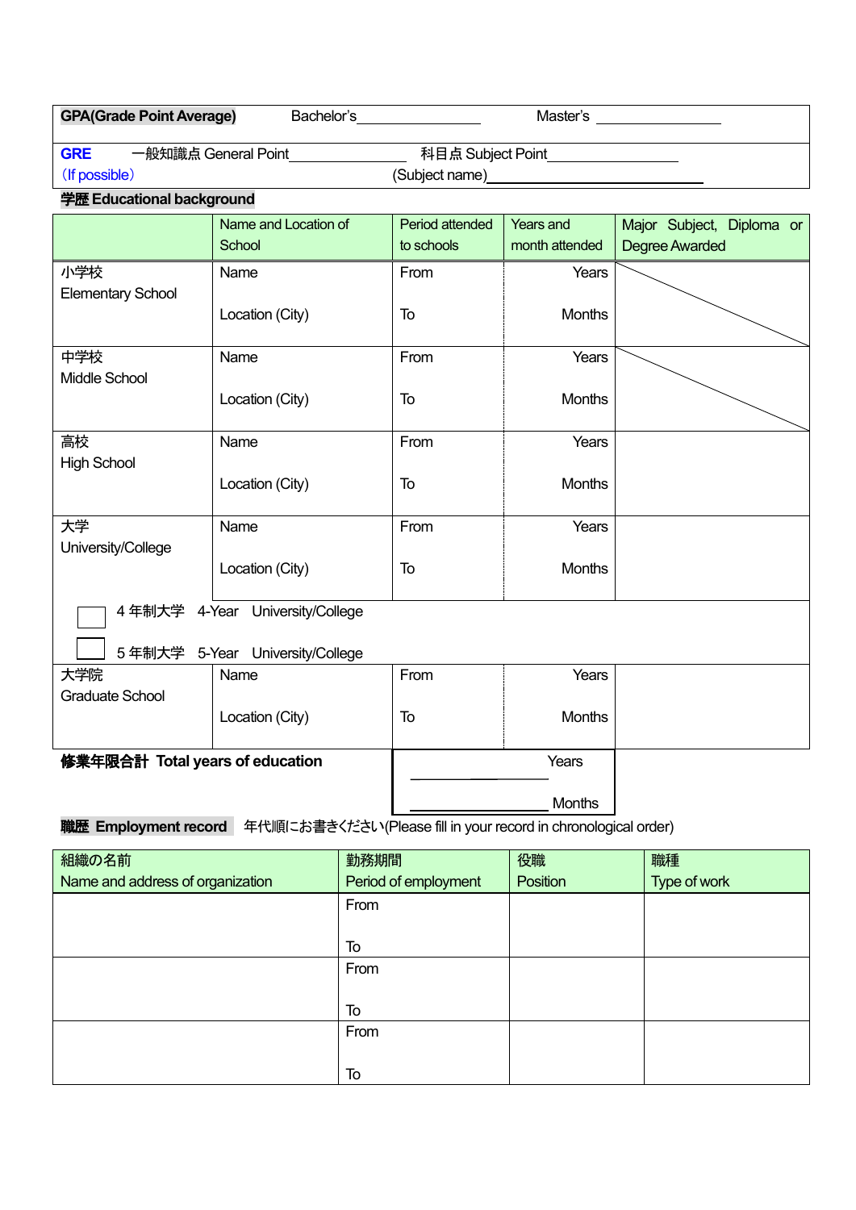| **GPA(Grade Point Average)** | Bachelor's\_\_\_\_\_\_\_\_\_\_\_\_\_\_\_\_ | Master's \_\_\_\_\_\_\_\_\_\_\_\_\_\_\_\_ |
|---|---|---|
| **GRE** (If possible) | 一般知識点 General Point\_\_\_\_\_\_\_\_\_\_\_\_\_\_\_\_ | 科目点 Subject Point\_\_\_\_\_\_\_\_\_\_\_\_\_\_\_\_ (Subject name)\_\_\_\_\_\_\_\_\_\_\_\_\_\_\_\_\_\_\_\_\_\_\_\_ |

**学歴 Educational background**

| | Name and Location of School | Period attended to schools | Years and month attended | Major Subject, Diploma or Degree Awarded |
|---|---|---|---|---|
| 小学校<br>Elementary School | Name<br><br>Location (City) | From<br><br>To | Years<br><br>Months | |
| 中学校<br>Middle School | Name<br><br>Location (City) | From<br><br>To | Years<br><br>Months | |
| 高校<br>High School | Name<br><br>Location (City) | From<br><br>To | Years<br><br>Months | |
| 大学<br>University/College | Name<br><br>Location (City) | From<br><br>To | Years<br><br>Months | |
| ☐ 4年制大学 4-Year University/College<br>☐ 5年制大学 5-Year University/College | | | | |
| 大学院<br>Graduate School | Name<br><br>Location (City) | From<br><br>To | Years<br><br>Months | |
| **修業年限合計 Total years of education** | | \_\_\_\_\_\_\_\_\_\_ Years<br>\_\_\_\_\_\_\_\_\_\_ Months | | |

**職歴 Employment record** 年代順にお書きください(Please fill in your record in chronological order)

| 組織の名前<br>Name and address of organization | 勤務期間<br>Period of employment | 役職<br>Position | 職種<br>Type of work |
|---|---|---|---|
| | From<br><br>To | | |
| | From<br><br>To | | |
| | From<br><br>To | | |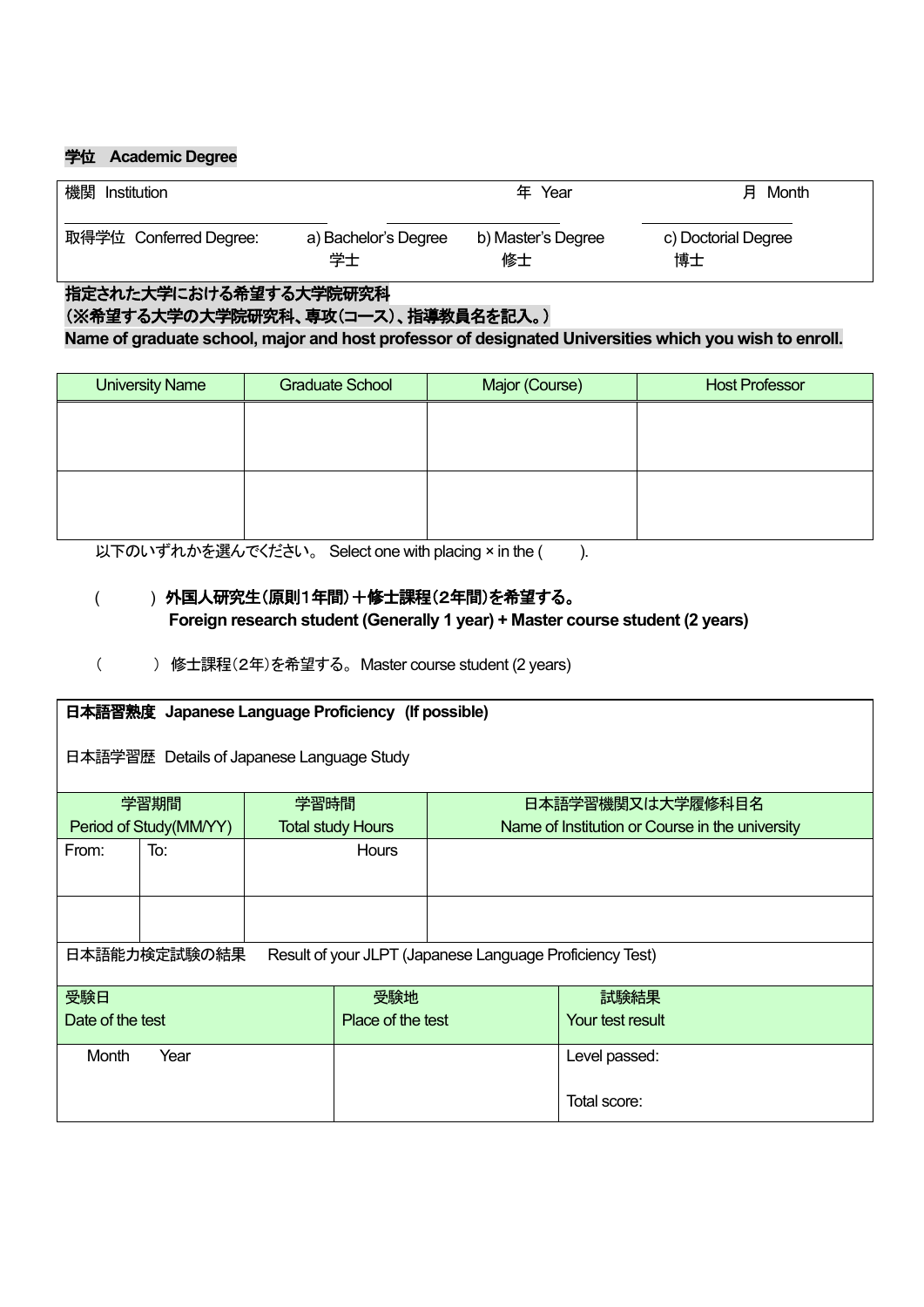**学位　Academic Degree**

| 機関 Institution | 年 Year | 月 Month |
|---|---|---|
| 取得学位 Conferred Degree: a) Bachelor's Degree 学士 | b) Master's Degree 修士 | c) Doctorial Degree 博士 |

**指定された大学における希望する大学院研究科**
**（※希望する大学の大学院研究科、専攻（コース）、指導教員名を記入。）**
**Name of graduate school, major and host professor of designated Universities which you wish to enroll.**

| University Name | Graduate School | Major (Course) | Host Professor |
|---|---|---|---|
| | | | |
| | | | |

以下のいずれかを選んでください。 Select one with placing × in the (　　).

(　　) **外国人研究生（原則1年間）＋修士課程（2年間）を希望する。**
**Foreign research student (Generally 1 year) + Master course student (2 years)**

(　　) 修士課程（2年）を希望する。Master course student (2 years)

**日本語習熟度 Japanese Language Proficiency (If possible)**

日本語学習歴 Details of Japanese Language Study

| 学習期間 Period of Study(MM/YY) | | 学習時間 Total study Hours | 日本語学習機関又は大学履修科目名 Name of Institution or Course in the university |
|---|---|---|---|
| From: | To: | Hours | |
| | | | |

日本語能力検定試験の結果　Result of your JLPT (Japanese Language Proficiency Test)

| 受験日 Date of the test | 受験地 Place of the test | 試験結果 Your test result |
|---|---|---|
| Month　Year | | Level passed: <br> Total score: |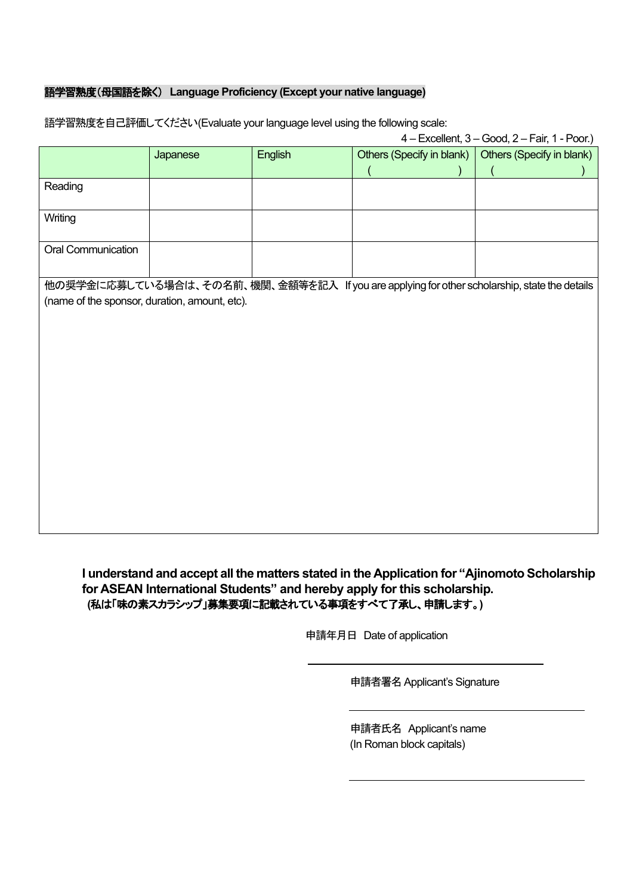**語学習熟度（母国語を除く） Language Proficiency (Except your native language)**

語学習熟度を自己評価してください(Evaluate your language level using the following scale:

4 – Excellent, 3 – Good, 2 – Fair, 1 - Poor.)

| | Japanese | English | Others (Specify in blank) ( ) | Others (Specify in blank) ( ) |
|---|---|---|---|---|
| Reading | | | | |
| Writing | | | | |
| Oral Communication | | | | |

| |
|---|
| 他の奨学金に応募している場合は、その名前、機関、金額等を記入 If you are applying for other scholarship, state the details (name of the sponsor, duration, amount, etc). |

**I understand and accept all the matters stated in the Application for "Ajinomoto Scholarship for ASEAN International Students" and hereby apply for this scholarship.**
**(私は「味の素スカラシップ」募集要項に記載されている事項をすべて了承し、申請します。)**

申請年月日 Date of application

______________________________

申請者署名 Applicant's Signature

______________________________

申請者氏名 Applicant's name
(In Roman block capitals)

______________________________